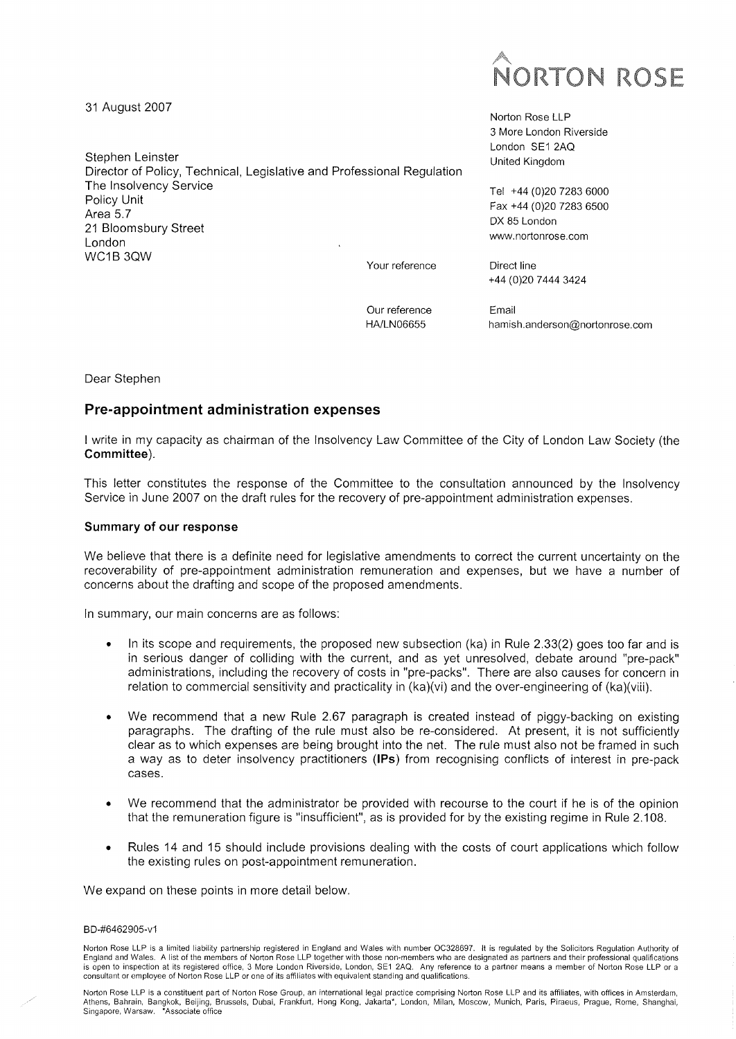NORTON ROSE

31 August 2007

Stephen Leinster
Director of Policy, Technical, Legislative and Professional Regulation
The Insolvency Service
Policy Unit
Area 5.7
21 Bloomsbury Street
London
WC1B 3QW

Norton Rose LLP
3 More London Riverside
London SE1 2AQ
United Kingdom

Tel +44 (0)20 7283 6000
Fax +44 (0)20 7283 6500
DX 85 London
www.nortonrose.com

Your reference

Direct line
+44 (0)20 7444 3424

Our reference
HA/LN06655

Email
hamish.anderson@nortonrose.com

Dear Stephen

## Pre-appointment administration expenses

I write in my capacity as chairman of the Insolvency Law Committee of the City of London Law Society (the **Committee**).

This letter constitutes the response of the Committee to the consultation announced by the Insolvency Service in June 2007 on the draft rules for the recovery of pre-appointment administration expenses.

### Summary of our response

We believe that there is a definite need for legislative amendments to correct the current uncertainty on the recoverability of pre-appointment administration remuneration and expenses, but we have a number of concerns about the drafting and scope of the proposed amendments.

In summary, our main concerns are as follows:

- In its scope and requirements, the proposed new subsection (ka) in Rule 2.33(2) goes too far and is in serious danger of colliding with the current, and as yet unresolved, debate around "pre-pack" administrations, including the recovery of costs in "pre-packs". There are also causes for concern in relation to commercial sensitivity and practicality in (ka)(vi) and the over-engineering of (ka)(viii).
- We recommend that a new Rule 2.67 paragraph is created instead of piggy-backing on existing paragraphs. The drafting of the rule must also be re-considered. At present, it is not sufficiently clear as to which expenses are being brought into the net. The rule must also not be framed in such a way as to deter insolvency practitioners (**IPs**) from recognising conflicts of interest in pre-pack cases.
- We recommend that the administrator be provided with recourse to the court if he is of the opinion that the remuneration figure is "insufficient", as is provided for by the existing regime in Rule 2.108.
- Rules 14 and 15 should include provisions dealing with the costs of court applications which follow the existing rules on post-appointment remuneration.

We expand on these points in more detail below.

BD-#6462905-v1

Norton Rose LLP is a limited liability partnership registered in England and Wales with number OC328697. It is regulated by the Solicitors Regulation Authority of England and Wales. A list of the members of Norton Rose LLP together with those non-members who are designated as partners and their professional qualifications is open to inspection at its registered office, 3 More London Riverside, London, SE1 2AQ. Any reference to a partner means a member of Norton Rose LLP or a consultant or employee of Norton Rose LLP or one of its affiliates with equivalent standing and qualifications.

Norton Rose LLP is a constituent part of Norton Rose Group, an international legal practice comprising Norton Rose LLP and its affiliates, with offices in Amsterdam, Athens, Bahrain, Bangkok, Beijing, Brussels, Dubai, Frankfurt, Hong Kong, Jakarta*, London, Milan, Moscow, Munich, Paris, Piraeus, Prague, Rome, Shanghai, Singapore, Warsaw. *Associate office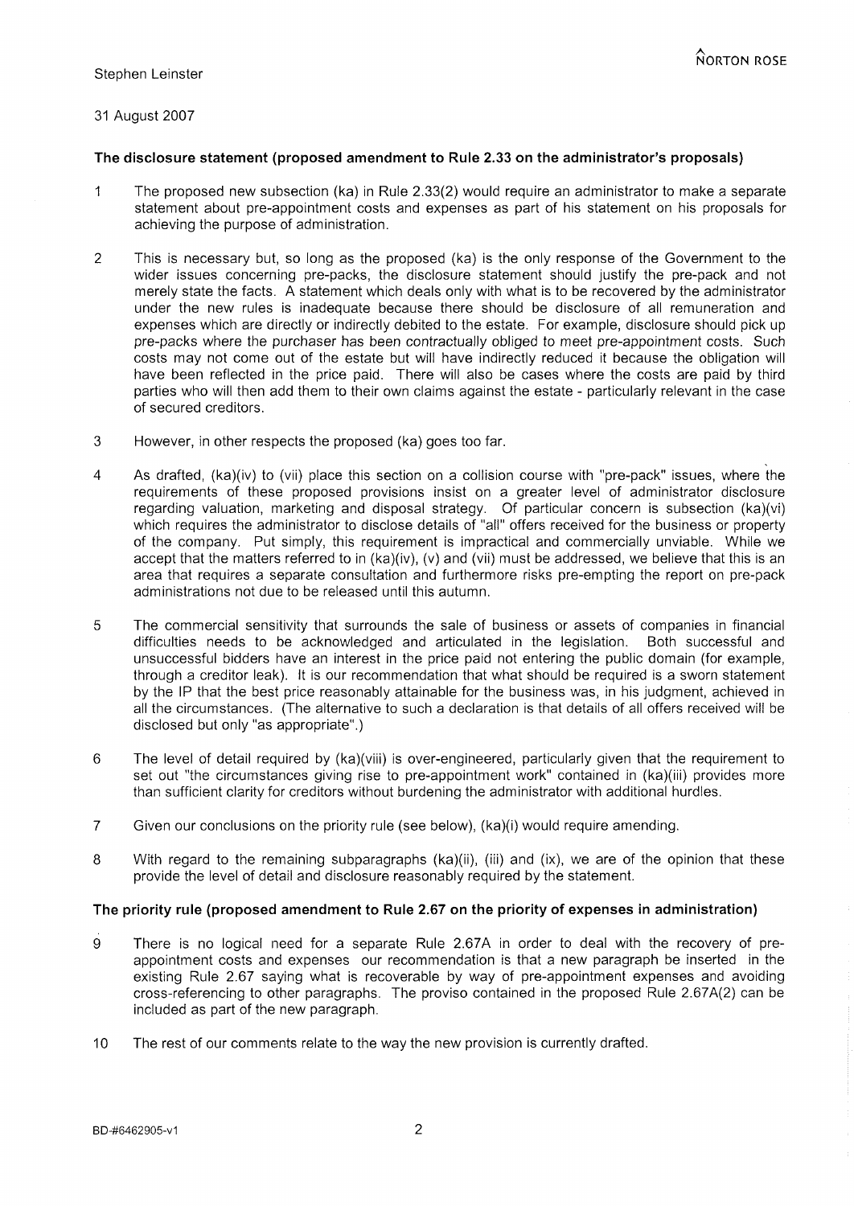Stephen Leinster

31 August 2007

### The disclosure statement (proposed amendment to Rule 2.33 on the administrator's proposals)

1 The proposed new subsection (ka) in Rule 2.33(2) would require an administrator to make a separate statement about pre-appointment costs and expenses as part of his statement on his proposals for achieving the purpose of administration.

2 This is necessary but, so long as the proposed (ka) is the only response of the Government to the wider issues concerning pre-packs, the disclosure statement should justify the pre-pack and not merely state the facts. A statement which deals only with what is to be recovered by the administrator under the new rules is inadequate because there should be disclosure of all remuneration and expenses which are directly or indirectly debited to the estate. For example, disclosure should pick up pre-packs where the purchaser has been contractually obliged to meet pre-appointment costs. Such costs may not come out of the estate but will have indirectly reduced it because the obligation will have been reflected in the price paid. There will also be cases where the costs are paid by third parties who will then add them to their own claims against the estate - particularly relevant in the case of secured creditors.

3 However, in other respects the proposed (ka) goes too far.

4 As drafted, (ka)(iv) to (vii) place this section on a collision course with "pre-pack" issues, where the requirements of these proposed provisions insist on a greater level of administrator disclosure regarding valuation, marketing and disposal strategy. Of particular concern is subsection (ka)(vi) which requires the administrator to disclose details of "all" offers received for the business or property of the company. Put simply, this requirement is impractical and commercially unviable. While we accept that the matters referred to in (ka)(iv), (v) and (vii) must be addressed, we believe that this is an area that requires a separate consultation and furthermore risks pre-empting the report on pre-pack administrations not due to be released until this autumn.

5 The commercial sensitivity that surrounds the sale of business or assets of companies in financial difficulties needs to be acknowledged and articulated in the legislation. Both successful and unsuccessful bidders have an interest in the price paid not entering the public domain (for example, through a creditor leak). It is our recommendation that what should be required is a sworn statement by the IP that the best price reasonably attainable for the business was, in his judgment, achieved in all the circumstances. (The alternative to such a declaration is that details of all offers received will be disclosed but only "as appropriate".)

6 The level of detail required by (ka)(viii) is over-engineered, particularly given that the requirement to set out "the circumstances giving rise to pre-appointment work" contained in (ka)(iii) provides more than sufficient clarity for creditors without burdening the administrator with additional hurdles.

7 Given our conclusions on the priority rule (see below), (ka)(i) would require amending.

8 With regard to the remaining subparagraphs (ka)(ii), (iii) and (ix), we are of the opinion that these provide the level of detail and disclosure reasonably required by the statement.

### The priority rule (proposed amendment to Rule 2.67 on the priority of expenses in administration)

9 There is no logical need for a separate Rule 2.67A in order to deal with the recovery of pre-appointment costs and expenses our recommendation is that a new paragraph be inserted in the existing Rule 2.67 saying what is recoverable by way of pre-appointment expenses and avoiding cross-referencing to other paragraphs. The proviso contained in the proposed Rule 2.67A(2) can be included as part of the new paragraph.

10 The rest of our comments relate to the way the new provision is currently drafted.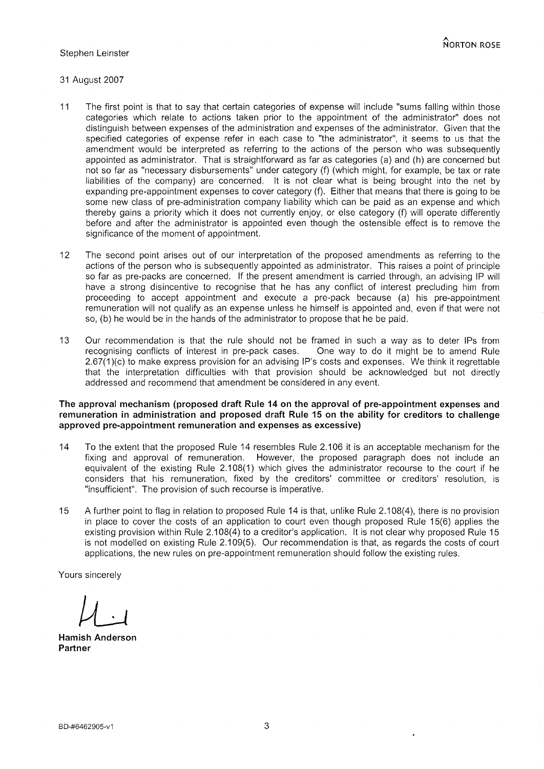Stephen Leinster

31 August 2007

11 The first point is that to say that certain categories of expense will include "sums falling within those categories which relate to actions taken prior to the appointment of the administrator" does not distinguish between expenses of the administration and expenses of the administrator. Given that the specified categories of expense refer in each case to "the administrator", it seems to us that the amendment would be interpreted as referring to the actions of the person who was subsequently appointed as administrator. That is straightforward as far as categories (a) and (h) are concerned but not so far as "necessary disbursements" under category (f) (which might, for example, be tax or rate liabilities of the company) are concerned. It is not clear what is being brought into the net by expanding pre-appointment expenses to cover category (f). Either that means that there is going to be some new class of pre-administration company liability which can be paid as an expense and which thereby gains a priority which it does not currently enjoy, or else category (f) will operate differently before and after the administrator is appointed even though the ostensible effect is to remove the significance of the moment of appointment.

12 The second point arises out of our interpretation of the proposed amendments as referring to the actions of the person who is subsequently appointed as administrator. This raises a point of principle so far as pre-packs are concerned. If the present amendment is carried through, an advising IP will have a strong disincentive to recognise that he has any conflict of interest precluding him from proceeding to accept appointment and execute a pre-pack because (a) his pre-appointment remuneration will not qualify as an expense unless he himself is appointed and, even if that were not so, (b) he would be in the hands of the administrator to propose that he be paid.

13 Our recommendation is that the rule should not be framed in such a way as to deter IPs from recognising conflicts of interest in pre-pack cases. One way to do it might be to amend Rule 2.67(1)(c) to make express provision for an advising IP's costs and expenses. We think it regrettable that the interpretation difficulties with that provision should be acknowledged but not directly addressed and recommend that amendment be considered in any event.

**The approval mechanism (proposed draft Rule 14 on the approval of pre-appointment expenses and remuneration in administration and proposed draft Rule 15 on the ability for creditors to challenge approved pre-appointment remuneration and expenses as excessive)**

14 To the extent that the proposed Rule 14 resembles Rule 2.106 it is an acceptable mechanism for the fixing and approval of remuneration. However, the proposed paragraph does not include an equivalent of the existing Rule 2.108(1) which gives the administrator recourse to the court if he considers that his remuneration, fixed by the creditors' committee or creditors' resolution, is "insufficient". The provision of such recourse is imperative.

15 A further point to flag in relation to proposed Rule 14 is that, unlike Rule 2.108(4), there is no provision in place to cover the costs of an application to court even though proposed Rule 15(6) applies the existing provision within Rule 2.108(4) to a creditor's application. It is not clear why proposed Rule 15 is not modelled on existing Rule 2.109(5). Our recommendation is that, as regards the costs of court applications, the new rules on pre-appointment remuneration should follow the existing rules.

Yours sincerely

**Hamish Anderson**
**Partner**

BD-#6462905-v1